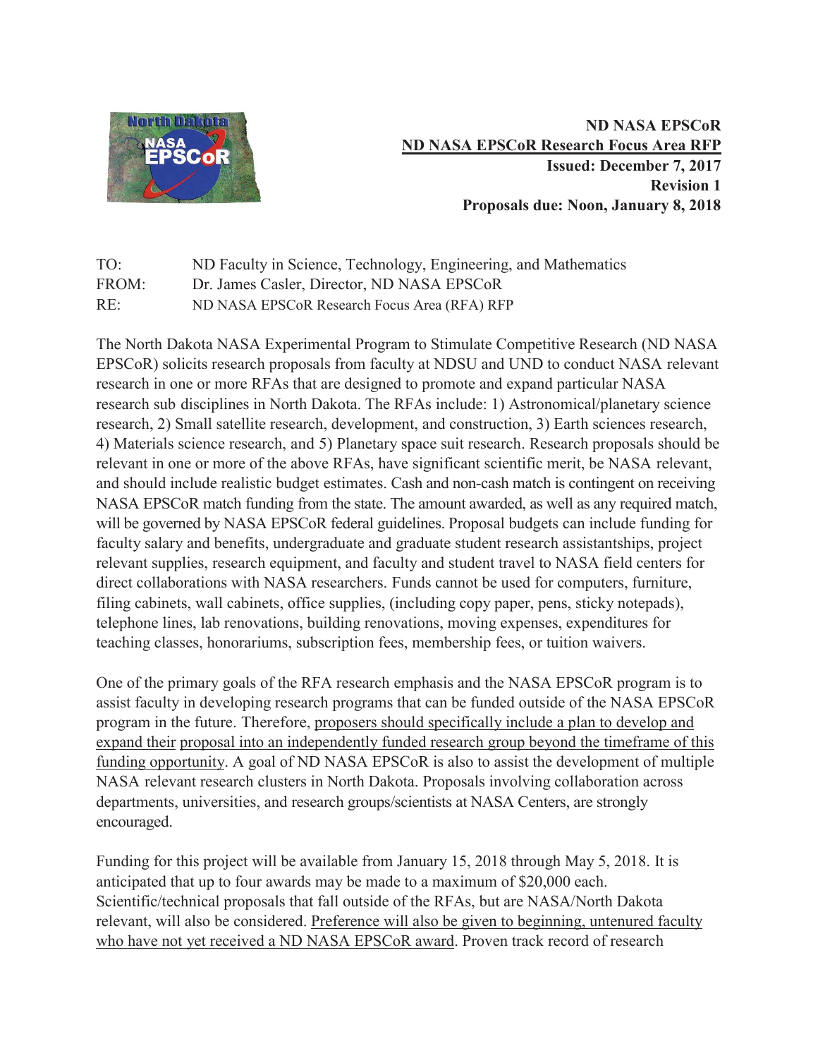**ND NASA EPSCoR**
**<u>ND NASA EPSCoR Research Focus Area RFP</u>**
**Issued: December 7, 2017**
**Revision 1**
**Proposals due: Noon, January 8, 2018**

TO: ND Faculty in Science, Technology, Engineering, and Mathematics
FROM: Dr. James Casler, Director, ND NASA EPSCoR
RE: ND NASA EPSCoR Research Focus Area (RFA) RFP

The North Dakota NASA Experimental Program to Stimulate Competitive Research (ND NASA EPSCoR) solicits research proposals from faculty at NDSU and UND to conduct NASA relevant research in one or more RFAs that are designed to promote and expand particular NASA research sub disciplines in North Dakota. The RFAs include: 1) Astronomical/planetary science research, 2) Small satellite research, development, and construction, 3) Earth sciences research, 4) Materials science research, and 5) Planetary space suit research. Research proposals should be relevant in one or more of the above RFAs, have significant scientific merit, be NASA relevant, and should include realistic budget estimates. Cash and non-cash match is contingent on receiving NASA EPSCoR match funding from the state. The amount awarded, as well as any required match, will be governed by NASA EPSCoR federal guidelines. Proposal budgets can include funding for faculty salary and benefits, undergraduate and graduate student research assistantships, project relevant supplies, research equipment, and faculty and student travel to NASA field centers for direct collaborations with NASA researchers. Funds cannot be used for computers, furniture, filing cabinets, wall cabinets, office supplies, (including copy paper, pens, sticky notepads), telephone lines, lab renovations, building renovations, moving expenses, expenditures for teaching classes, honorariums, subscription fees, membership fees, or tuition waivers.

One of the primary goals of the RFA research emphasis and the NASA EPSCoR program is to assist faculty in developing research programs that can be funded outside of the NASA EPSCoR program in the future. Therefore, <u>proposers should specifically include a plan to develop and expand their proposal into an independently funded research group beyond the timeframe of this funding opportunity</u>. A goal of ND NASA EPSCoR is also to assist the development of multiple NASA relevant research clusters in North Dakota. Proposals involving collaboration across departments, universities, and research groups/scientists at NASA Centers, are strongly encouraged.

Funding for this project will be available from January 15, 2018 through May 5, 2018. It is anticipated that up to four awards may be made to a maximum of $20,000 each. Scientific/technical proposals that fall outside of the RFAs, but are NASA/North Dakota relevant, will also be considered. <u>Preference will also be given to beginning, untenured faculty who have not yet received a ND NASA EPSCoR award</u>. Proven track record of research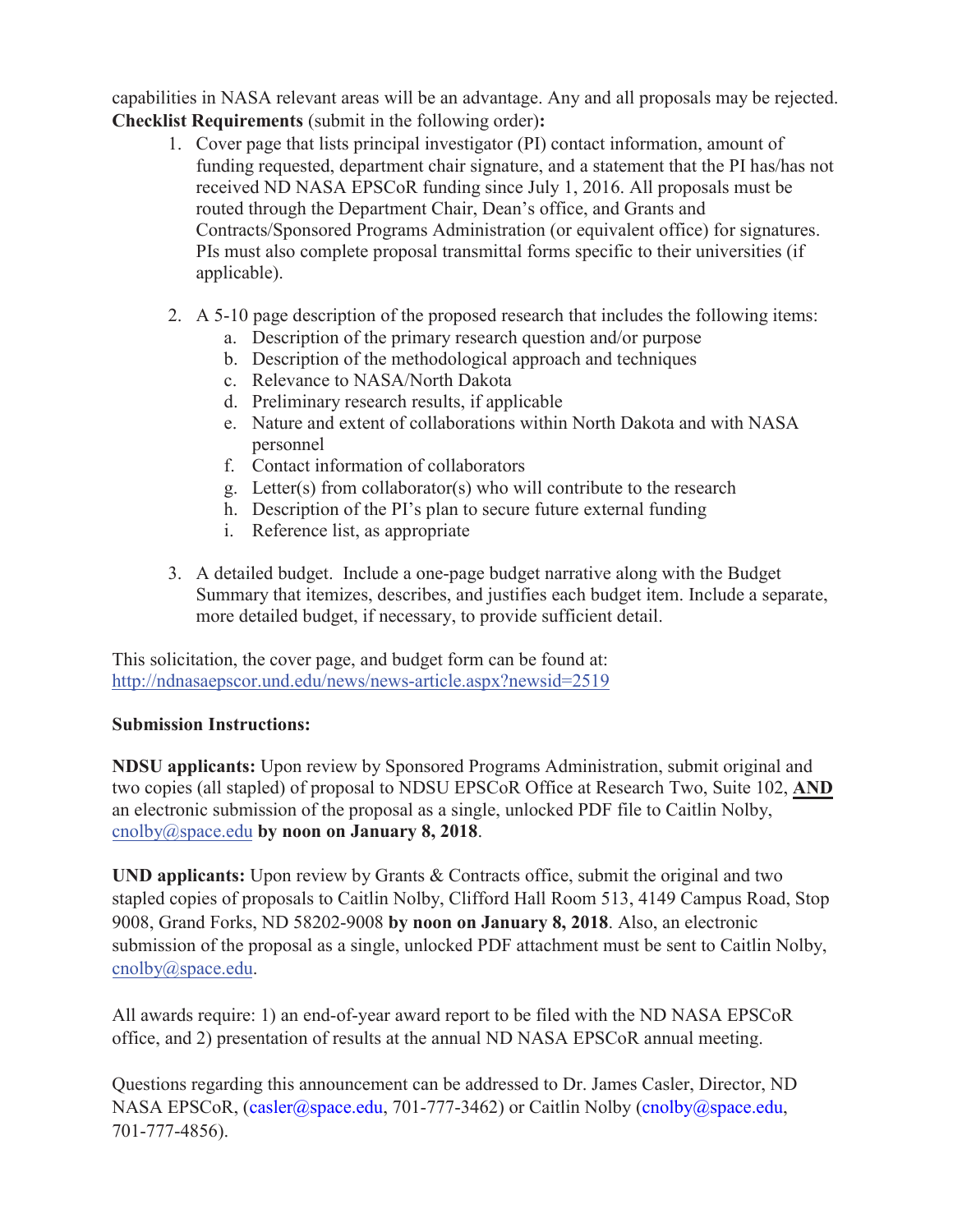capabilities in NASA relevant areas will be an advantage. Any and all proposals may be rejected.

**Checklist Requirements** (submit in the following order)**:**

1. Cover page that lists principal investigator (PI) contact information, amount of funding requested, department chair signature, and a statement that the PI has/has not received ND NASA EPSCoR funding since July 1, 2016. All proposals must be routed through the Department Chair, Dean's office, and Grants and Contracts/Sponsored Programs Administration (or equivalent office) for signatures. PIs must also complete proposal transmittal forms specific to their universities (if applicable).

2. A 5-10 page description of the proposed research that includes the following items:
   a. Description of the primary research question and/or purpose
   b. Description of the methodological approach and techniques
   c. Relevance to NASA/North Dakota
   d. Preliminary research results, if applicable
   e. Nature and extent of collaborations within North Dakota and with NASA personnel
   f. Contact information of collaborators
   g. Letter(s) from collaborator(s) who will contribute to the research
   h. Description of the PI's plan to secure future external funding
   i. Reference list, as appropriate

3. A detailed budget. Include a one-page budget narrative along with the Budget Summary that itemizes, describes, and justifies each budget item. Include a separate, more detailed budget, if necessary, to provide sufficient detail.

This solicitation, the cover page, and budget form can be found at: http://ndnasaepscor.und.edu/news/news-article.aspx?newsid=2519

**Submission Instructions:**

**NDSU applicants:** Upon review by Sponsored Programs Administration, submit original and two copies (all stapled) of proposal to NDSU EPSCoR Office at Research Two, Suite 102, **AND** an electronic submission of the proposal as a single, unlocked PDF file to Caitlin Nolby, cnolby@space.edu **by noon on January 8, 2018**.

**UND applicants:** Upon review by Grants & Contracts office, submit the original and two stapled copies of proposals to Caitlin Nolby, Clifford Hall Room 513, 4149 Campus Road, Stop 9008, Grand Forks, ND 58202-9008 **by noon on January 8, 2018**. Also, an electronic submission of the proposal as a single, unlocked PDF attachment must be sent to Caitlin Nolby, cnolby@space.edu.

All awards require: 1) an end-of-year award report to be filed with the ND NASA EPSCoR office, and 2) presentation of results at the annual ND NASA EPSCoR annual meeting.

Questions regarding this announcement can be addressed to Dr. James Casler, Director, ND NASA EPSCoR, (casler@space.edu, 701-777-3462) or Caitlin Nolby (cnolby@space.edu, 701-777-4856).